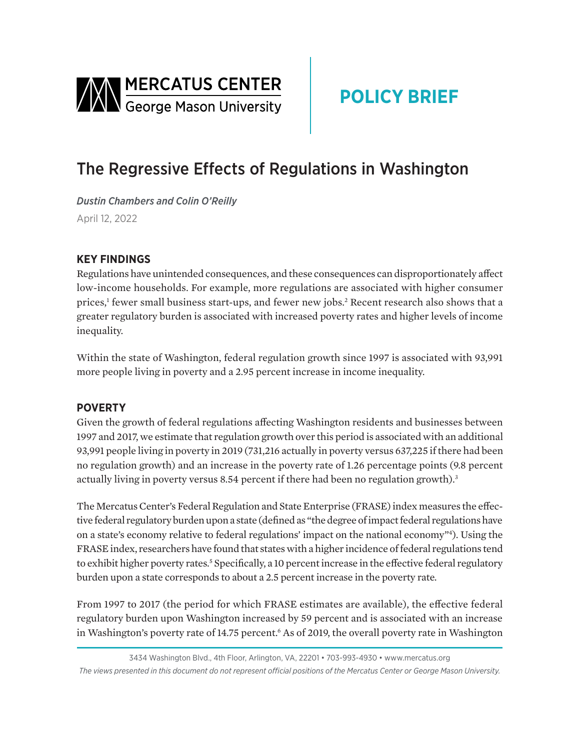MERCATUS CENTER
George Mason University

**POLICY BRIEF**

# The Regressive Effects of Regulations in Washington

*Dustin Chambers and Colin O'Reilly*

April 12, 2022

## KEY FINDINGS

Regulations have unintended consequences, and these consequences can disproportionately affect low-income households. For example, more regulations are associated with higher consumer prices,[1] fewer small business start-ups, and fewer new jobs.[2] Recent research also shows that a greater regulatory burden is associated with increased poverty rates and higher levels of income inequality.

Within the state of Washington, federal regulation growth since 1997 is associated with 93,991 more people living in poverty and a 2.95 percent increase in income inequality.

## POVERTY

Given the growth of federal regulations affecting Washington residents and businesses between 1997 and 2017, we estimate that regulation growth over this period is associated with an additional 93,991 people living in poverty in 2019 (731,216 actually in poverty versus 637,225 if there had been no regulation growth) and an increase in the poverty rate of 1.26 percentage points (9.8 percent actually living in poverty versus 8.54 percent if there had been no regulation growth).[3]

The Mercatus Center's Federal Regulation and State Enterprise (FRASE) index measures the effective federal regulatory burden upon a state (defined as "the degree of impact federal regulations have on a state's economy relative to federal regulations' impact on the national economy"[4]). Using the FRASE index, researchers have found that states with a higher incidence of federal regulations tend to exhibit higher poverty rates.[5] Specifically, a 10 percent increase in the effective federal regulatory burden upon a state corresponds to about a 2.5 percent increase in the poverty rate.

From 1997 to 2017 (the period for which FRASE estimates are available), the effective federal regulatory burden upon Washington increased by 59 percent and is associated with an increase in Washington's poverty rate of 14.75 percent.[6] As of 2019, the overall poverty rate in Washington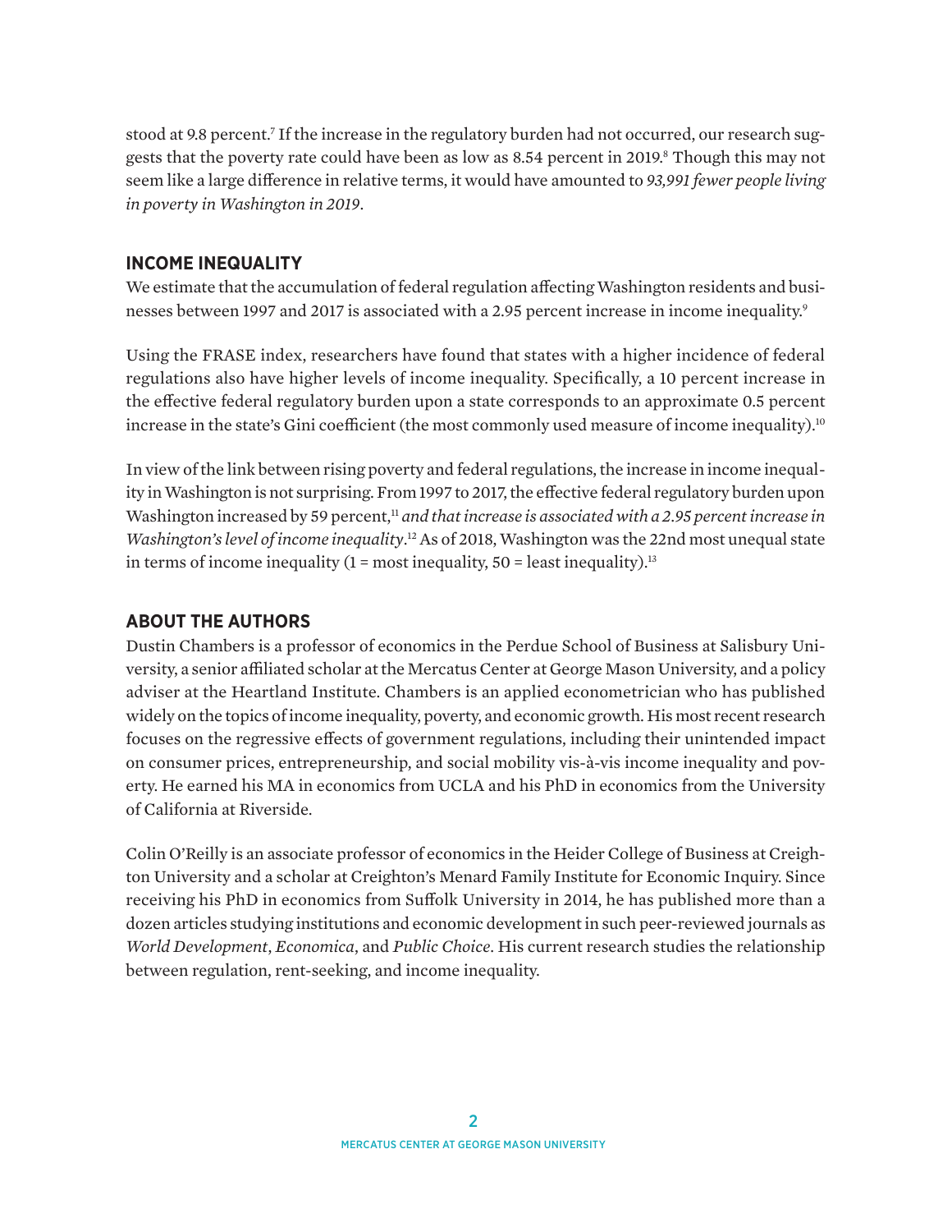stood at 9.8 percent.[7] If the increase in the regulatory burden had not occurred, our research suggests that the poverty rate could have been as low as 8.54 percent in 2019.[8] Though this may not seem like a large difference in relative terms, it would have amounted to *93,991 fewer people living in poverty in Washington in 2019*.

## INCOME INEQUALITY

We estimate that the accumulation of federal regulation affecting Washington residents and businesses between 1997 and 2017 is associated with a 2.95 percent increase in income inequality.[9]

Using the FRASE index, researchers have found that states with a higher incidence of federal regulations also have higher levels of income inequality. Specifically, a 10 percent increase in the effective federal regulatory burden upon a state corresponds to an approximate 0.5 percent increase in the state's Gini coefficient (the most commonly used measure of income inequality).[10]

In view of the link between rising poverty and federal regulations, the increase in income inequality in Washington is not surprising. From 1997 to 2017, the effective federal regulatory burden upon Washington increased by 59 percent,[11] *and that increase is associated with a 2.95 percent increase in Washington's level of income inequality*.[12] As of 2018, Washington was the 22nd most unequal state in terms of income inequality (1 = most inequality, 50 = least inequality).[13]

## ABOUT THE AUTHORS

Dustin Chambers is a professor of economics in the Perdue School of Business at Salisbury University, a senior affiliated scholar at the Mercatus Center at George Mason University, and a policy adviser at the Heartland Institute. Chambers is an applied econometrician who has published widely on the topics of income inequality, poverty, and economic growth. His most recent research focuses on the regressive effects of government regulations, including their unintended impact on consumer prices, entrepreneurship, and social mobility vis-à-vis income inequality and poverty. He earned his MA in economics from UCLA and his PhD in economics from the University of California at Riverside.

Colin O'Reilly is an associate professor of economics in the Heider College of Business at Creighton University and a scholar at Creighton's Menard Family Institute for Economic Inquiry. Since receiving his PhD in economics from Suffolk University in 2014, he has published more than a dozen articles studying institutions and economic development in such peer-reviewed journals as *World Development*, *Economica*, and *Public Choice*. His current research studies the relationship between regulation, rent-seeking, and income inequality.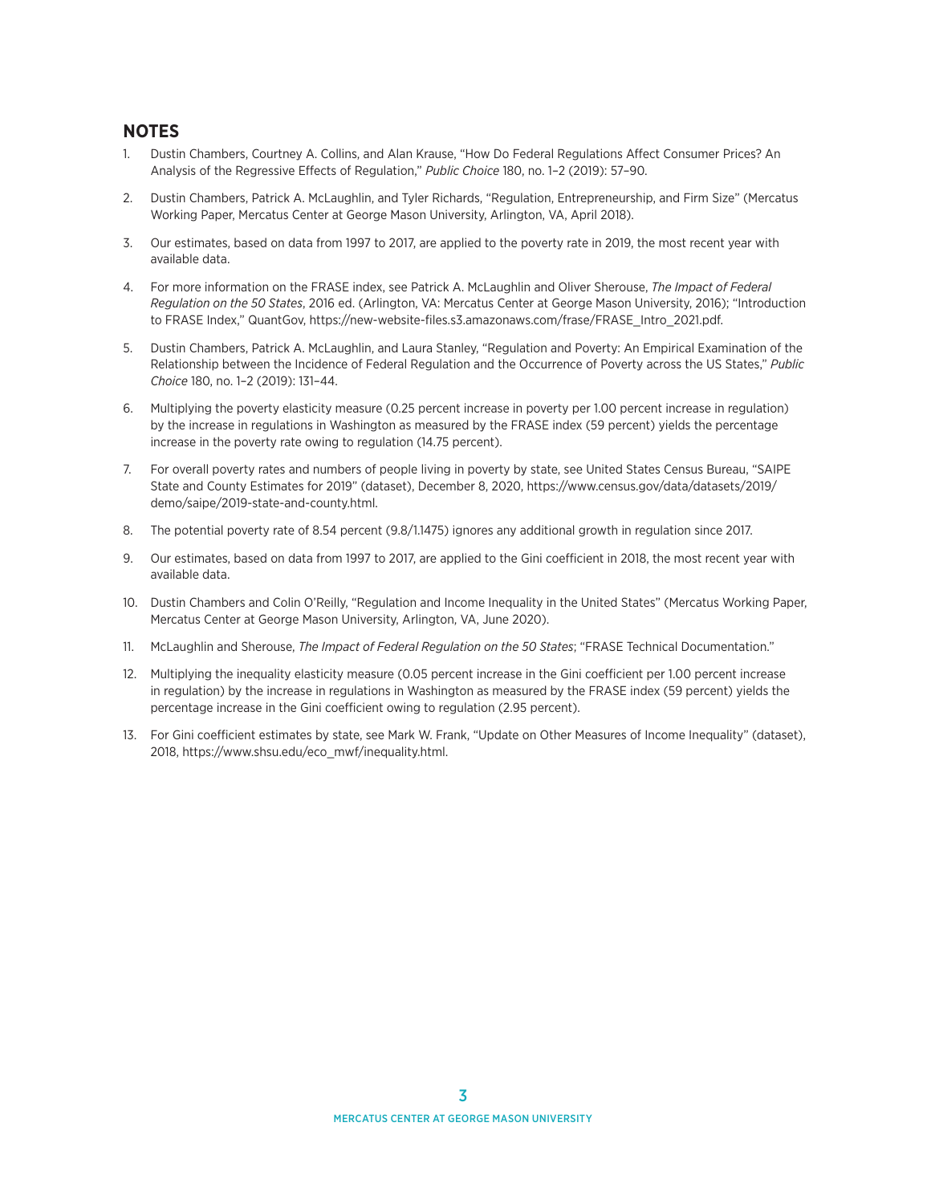## NOTES

1. Dustin Chambers, Courtney A. Collins, and Alan Krause, "How Do Federal Regulations Affect Consumer Prices? An Analysis of the Regressive Effects of Regulation," *Public Choice* 180, no. 1–2 (2019): 57–90.
2. Dustin Chambers, Patrick A. McLaughlin, and Tyler Richards, "Regulation, Entrepreneurship, and Firm Size" (Mercatus Working Paper, Mercatus Center at George Mason University, Arlington, VA, April 2018).
3. Our estimates, based on data from 1997 to 2017, are applied to the poverty rate in 2019, the most recent year with available data.
4. For more information on the FRASE index, see Patrick A. McLaughlin and Oliver Sherouse, *The Impact of Federal Regulation on the 50 States*, 2016 ed. (Arlington, VA: Mercatus Center at George Mason University, 2016); "Introduction to FRASE Index," QuantGov, https://new-website-files.s3.amazonaws.com/frase/FRASE_Intro_2021.pdf.
5. Dustin Chambers, Patrick A. McLaughlin, and Laura Stanley, "Regulation and Poverty: An Empirical Examination of the Relationship between the Incidence of Federal Regulation and the Occurrence of Poverty across the US States," *Public Choice* 180, no. 1–2 (2019): 131–44.
6. Multiplying the poverty elasticity measure (0.25 percent increase in poverty per 1.00 percent increase in regulation) by the increase in regulations in Washington as measured by the FRASE index (59 percent) yields the percentage increase in the poverty rate owing to regulation (14.75 percent).
7. For overall poverty rates and numbers of people living in poverty by state, see United States Census Bureau, "SAIPE State and County Estimates for 2019" (dataset), December 8, 2020, https://www.census.gov/data/datasets/2019/demo/saipe/2019-state-and-county.html.
8. The potential poverty rate of 8.54 percent (9.8/1.1475) ignores any additional growth in regulation since 2017.
9. Our estimates, based on data from 1997 to 2017, are applied to the Gini coefficient in 2018, the most recent year with available data.
10. Dustin Chambers and Colin O'Reilly, "Regulation and Income Inequality in the United States" (Mercatus Working Paper, Mercatus Center at George Mason University, Arlington, VA, June 2020).
11. McLaughlin and Sherouse, *The Impact of Federal Regulation on the 50 States*; "FRASE Technical Documentation."
12. Multiplying the inequality elasticity measure (0.05 percent increase in the Gini coefficient per 1.00 percent increase in regulation) by the increase in regulations in Washington as measured by the FRASE index (59 percent) yields the percentage increase in the Gini coefficient owing to regulation (2.95 percent).
13. For Gini coefficient estimates by state, see Mark W. Frank, "Update on Other Measures of Income Inequality" (dataset), 2018, https://www.shsu.edu/eco_mwf/inequality.html.